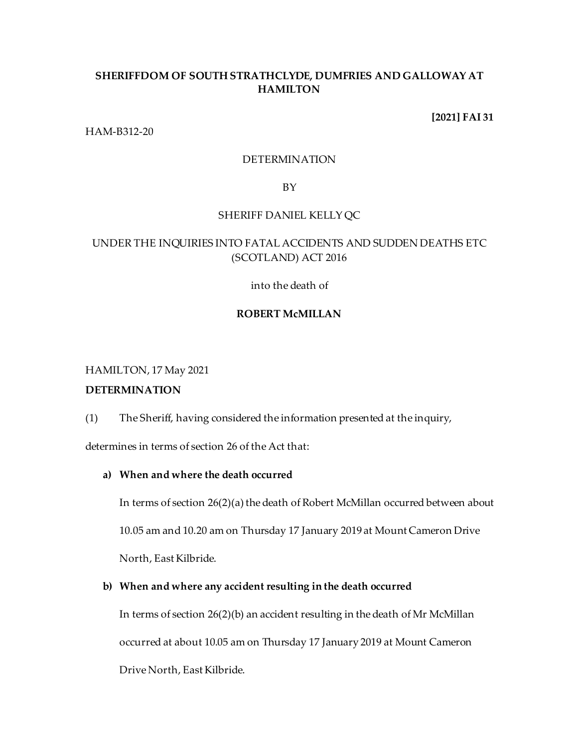**SHERIFFDOM OF SOUTH STRATHCLYDE, DUMFRIES AND GALLOWAY AT HAMILTON**

**[2021] FAI 31**

HAM-B312-20

DETERMINATION

BY

SHERIFF DANIEL KELLY QC

UNDER THE INQUIRIES INTO FATAL ACCIDENTS AND SUDDEN DEATHS ETC (SCOTLAND) ACT 2016

into the death of

**ROBERT McMILLAN**

HAMILTON, 17 May 2021

**DETERMINATION**

(1) The Sheriff, having considered the information presented at the inquiry, determines in terms of section 26 of the Act that:

**a) When and where the death occurred**

In terms of section 26(2)(a) the death of Robert McMillan occurred between about 10.05 am and 10.20 am on Thursday 17 January 2019 at Mount Cameron Drive North, East Kilbride.

**b) When and where any accident resulting in the death occurred**

In terms of section 26(2)(b) an accident resulting in the death of Mr McMillan occurred at about 10.05 am on Thursday 17 January 2019 at Mount Cameron Drive North, East Kilbride.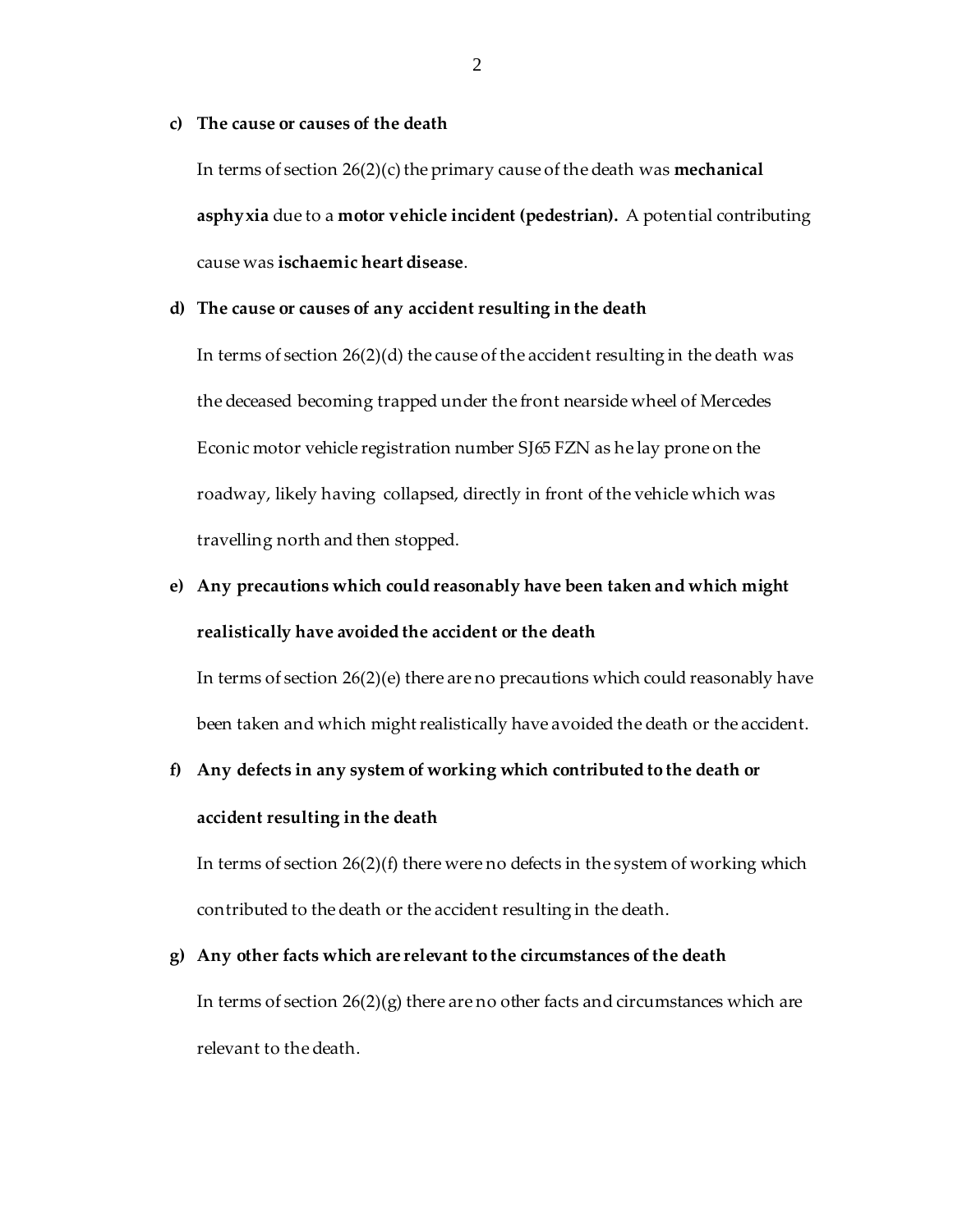**c) The cause or causes of the death**

In terms of section 26(2)(c) the primary cause of the death was **mechanical asphyxia** due to a **motor vehicle incident (pedestrian).** A potential contributing cause was **ischaemic heart disease**.

**d) The cause or causes of any accident resulting in the death**

In terms of section 26(2)(d) the cause of the accident resulting in the death was the deceased becoming trapped under the front nearside wheel of Mercedes Econic motor vehicle registration number SJ65 FZN as he lay prone on the roadway, likely having collapsed, directly in front of the vehicle which was travelling north and then stopped.

**e) Any precautions which could reasonably have been taken and which might realistically have avoided the accident or the death**

In terms of section 26(2)(e) there are no precautions which could reasonably have been taken and which might realistically have avoided the death or the accident.

**f) Any defects in any system of working which contributed to the death or accident resulting in the death**

In terms of section 26(2)(f) there were no defects in the system of working which contributed to the death or the accident resulting in the death.

**g) Any other facts which are relevant to the circumstances of the death**

In terms of section 26(2)(g) there are no other facts and circumstances which are relevant to the death.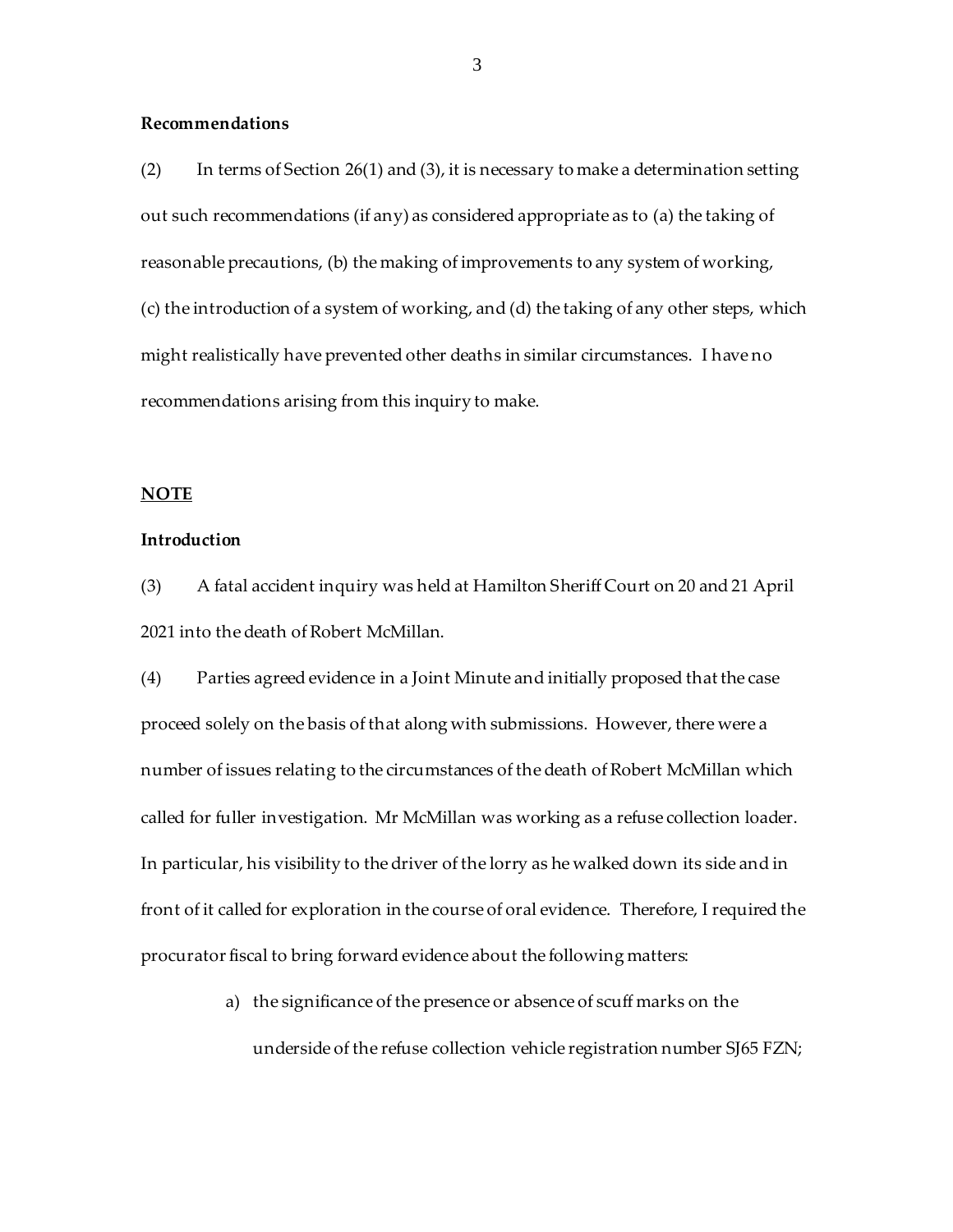**Recommendations**

(2) In terms of Section 26(1) and (3), it is necessary to make a determination setting out such recommendations (if any) as considered appropriate as to (a) the taking of reasonable precautions, (b) the making of improvements to any system of working, (c) the introduction of a system of working, and (d) the taking of any other steps, which might realistically have prevented other deaths in similar circumstances. I have no recommendations arising from this inquiry to make.

## NOTE

**Introduction**

(3) A fatal accident inquiry was held at Hamilton Sheriff Court on 20 and 21 April 2021 into the death of Robert McMillan.

(4) Parties agreed evidence in a Joint Minute and initially proposed that the case proceed solely on the basis of that along with submissions. However, there were a number of issues relating to the circumstances of the death of Robert McMillan which called for fuller investigation. Mr McMillan was working as a refuse collection loader. In particular, his visibility to the driver of the lorry as he walked down its side and in front of it called for exploration in the course of oral evidence. Therefore, I required the procurator fiscal to bring forward evidence about the following matters:

a) the significance of the presence or absence of scuff marks on the underside of the refuse collection vehicle registration number SJ65 FZN;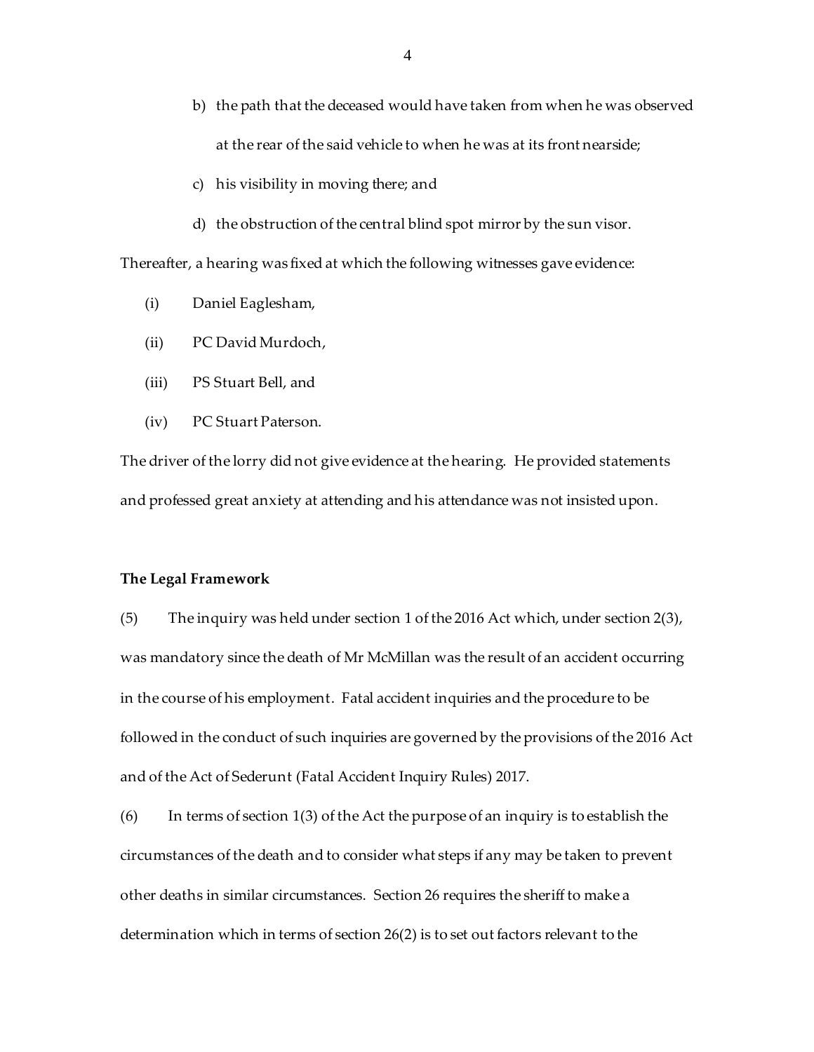b) the path that the deceased would have taken from when he was observed at the rear of the said vehicle to when he was at its front nearside;

c) his visibility in moving there; and

d) the obstruction of the central blind spot mirror by the sun visor.

Thereafter, a hearing was fixed at which the following witnesses gave evidence:

(i) Daniel Eaglesham,

(ii) PC David Murdoch,

(iii) PS Stuart Bell, and

(iv) PC Stuart Paterson.

The driver of the lorry did not give evidence at the hearing. He provided statements and professed great anxiety at attending and his attendance was not insisted upon.

**The Legal Framework**

(5) The inquiry was held under section 1 of the 2016 Act which, under section 2(3), was mandatory since the death of Mr McMillan was the result of an accident occurring in the course of his employment. Fatal accident inquiries and the procedure to be followed in the conduct of such inquiries are governed by the provisions of the 2016 Act and of the Act of Sederunt (Fatal Accident Inquiry Rules) 2017.

(6) In terms of section 1(3) of the Act the purpose of an inquiry is to establish the circumstances of the death and to consider what steps if any may be taken to prevent other deaths in similar circumstances. Section 26 requires the sheriff to make a determination which in terms of section 26(2) is to set out factors relevant to the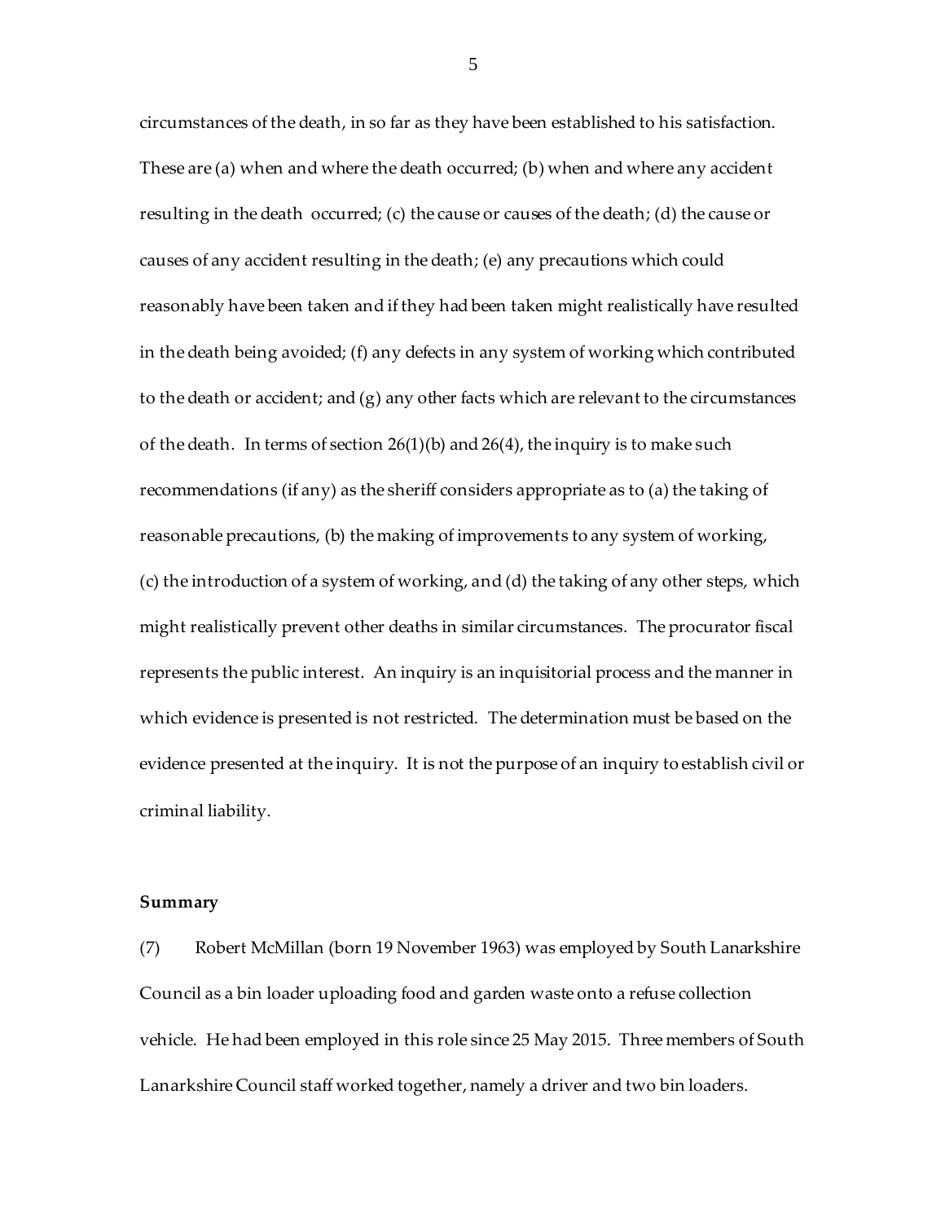circumstances of the death, in so far as they have been established to his satisfaction. These are (a) when and where the death occurred; (b) when and where any accident resulting in the death occurred; (c) the cause or causes of the death; (d) the cause or causes of any accident resulting in the death; (e) any precautions which could reasonably have been taken and if they had been taken might realistically have resulted in the death being avoided; (f) any defects in any system of working which contributed to the death or accident; and (g) any other facts which are relevant to the circumstances of the death. In terms of section 26(1)(b) and 26(4), the inquiry is to make such recommendations (if any) as the sheriff considers appropriate as to (a) the taking of reasonable precautions, (b) the making of improvements to any system of working, (c) the introduction of a system of working, and (d) the taking of any other steps, which might realistically prevent other deaths in similar circumstances. The procurator fiscal represents the public interest. An inquiry is an inquisitorial process and the manner in which evidence is presented is not restricted. The determination must be based on the evidence presented at the inquiry. It is not the purpose of an inquiry to establish civil or criminal liability.

**Summary**

(7) Robert McMillan (born 19 November 1963) was employed by South Lanarkshire Council as a bin loader uploading food and garden waste onto a refuse collection vehicle. He had been employed in this role since 25 May 2015. Three members of South Lanarkshire Council staff worked together, namely a driver and two bin loaders.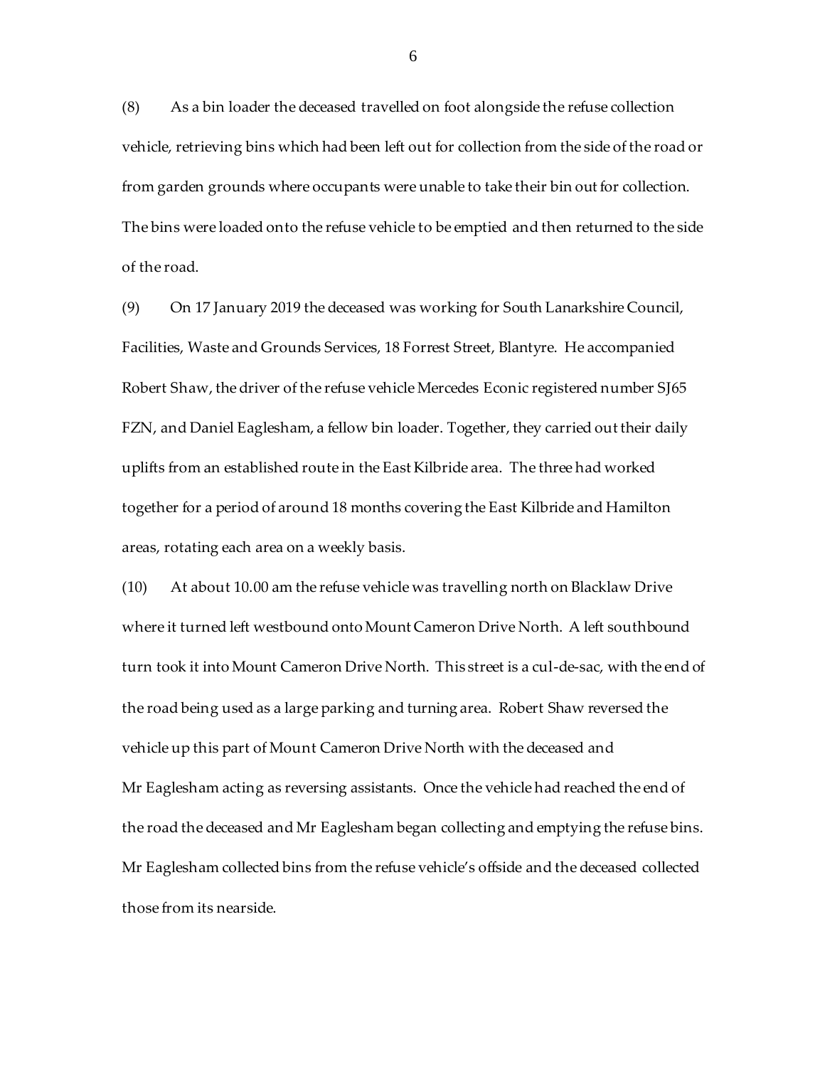(8) As a bin loader the deceased travelled on foot alongside the refuse collection vehicle, retrieving bins which had been left out for collection from the side of the road or from garden grounds where occupants were unable to take their bin out for collection. The bins were loaded onto the refuse vehicle to be emptied and then returned to the side of the road.

(9) On 17 January 2019 the deceased was working for South Lanarkshire Council, Facilities, Waste and Grounds Services, 18 Forrest Street, Blantyre. He accompanied Robert Shaw, the driver of the refuse vehicle Mercedes Econic registered number SJ65 FZN, and Daniel Eaglesham, a fellow bin loader. Together, they carried out their daily uplifts from an established route in the East Kilbride area. The three had worked together for a period of around 18 months covering the East Kilbride and Hamilton areas, rotating each area on a weekly basis.

(10) At about 10.00 am the refuse vehicle was travelling north on Blacklaw Drive where it turned left westbound onto Mount Cameron Drive North. A left southbound turn took it into Mount Cameron Drive North. This street is a cul-de-sac, with the end of the road being used as a large parking and turning area. Robert Shaw reversed the vehicle up this part of Mount Cameron Drive North with the deceased and Mr Eaglesham acting as reversing assistants. Once the vehicle had reached the end of the road the deceased and Mr Eaglesham began collecting and emptying the refuse bins. Mr Eaglesham collected bins from the refuse vehicle's offside and the deceased collected those from its nearside.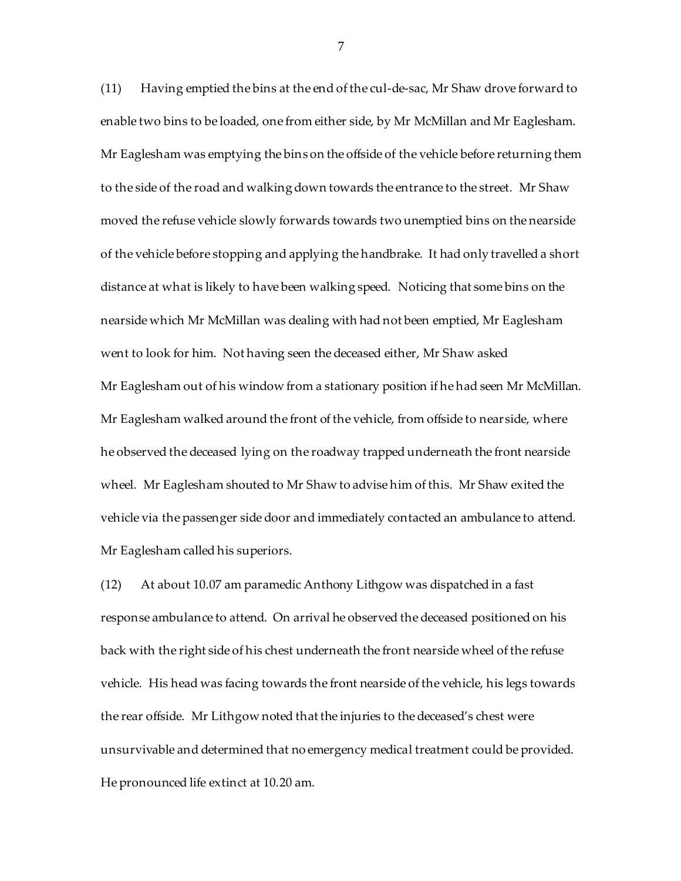(11) Having emptied the bins at the end of the cul-de-sac, Mr Shaw drove forward to enable two bins to be loaded, one from either side, by Mr McMillan and Mr Eaglesham. Mr Eaglesham was emptying the bins on the offside of the vehicle before returning them to the side of the road and walking down towards the entrance to the street. Mr Shaw moved the refuse vehicle slowly forwards towards two unemptied bins on the nearside of the vehicle before stopping and applying the handbrake. It had only travelled a short distance at what is likely to have been walking speed. Noticing that some bins on the nearside which Mr McMillan was dealing with had not been emptied, Mr Eaglesham went to look for him. Not having seen the deceased either, Mr Shaw asked Mr Eaglesham out of his window from a stationary position if he had seen Mr McMillan. Mr Eaglesham walked around the front of the vehicle, from offside to nearside, where he observed the deceased lying on the roadway trapped underneath the front nearside wheel. Mr Eaglesham shouted to Mr Shaw to advise him of this. Mr Shaw exited the vehicle via the passenger side door and immediately contacted an ambulance to attend. Mr Eaglesham called his superiors.

(12) At about 10.07 am paramedic Anthony Lithgow was dispatched in a fast response ambulance to attend. On arrival he observed the deceased positioned on his back with the right side of his chest underneath the front nearside wheel of the refuse vehicle. His head was facing towards the front nearside of the vehicle, his legs towards the rear offside. Mr Lithgow noted that the injuries to the deceased's chest were unsurvivable and determined that no emergency medical treatment could be provided. He pronounced life extinct at 10.20 am.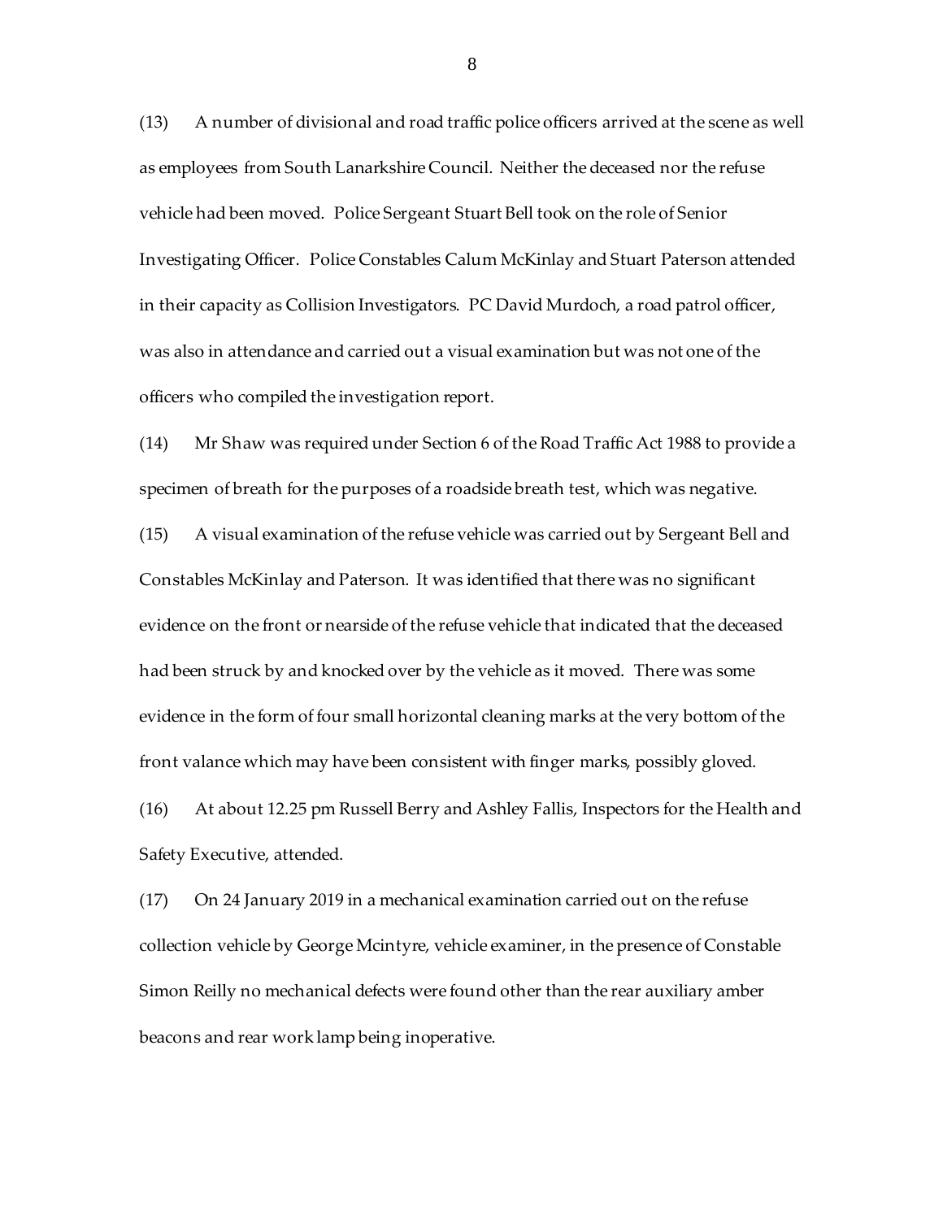(13) A number of divisional and road traffic police officers arrived at the scene as well as employees from South Lanarkshire Council. Neither the deceased nor the refuse vehicle had been moved. Police Sergeant Stuart Bell took on the role of Senior Investigating Officer. Police Constables Calum McKinlay and Stuart Paterson attended in their capacity as Collision Investigators. PC David Murdoch, a road patrol officer, was also in attendance and carried out a visual examination but was not one of the officers who compiled the investigation report.

(14) Mr Shaw was required under Section 6 of the Road Traffic Act 1988 to provide a specimen of breath for the purposes of a roadside breath test, which was negative.

(15) A visual examination of the refuse vehicle was carried out by Sergeant Bell and Constables McKinlay and Paterson. It was identified that there was no significant evidence on the front or nearside of the refuse vehicle that indicated that the deceased had been struck by and knocked over by the vehicle as it moved. There was some evidence in the form of four small horizontal cleaning marks at the very bottom of the front valance which may have been consistent with finger marks, possibly gloved.

(16) At about 12.25 pm Russell Berry and Ashley Fallis, Inspectors for the Health and Safety Executive, attended.

(17) On 24 January 2019 in a mechanical examination carried out on the refuse collection vehicle by George Mcintyre, vehicle examiner, in the presence of Constable Simon Reilly no mechanical defects were found other than the rear auxiliary amber beacons and rear work lamp being inoperative.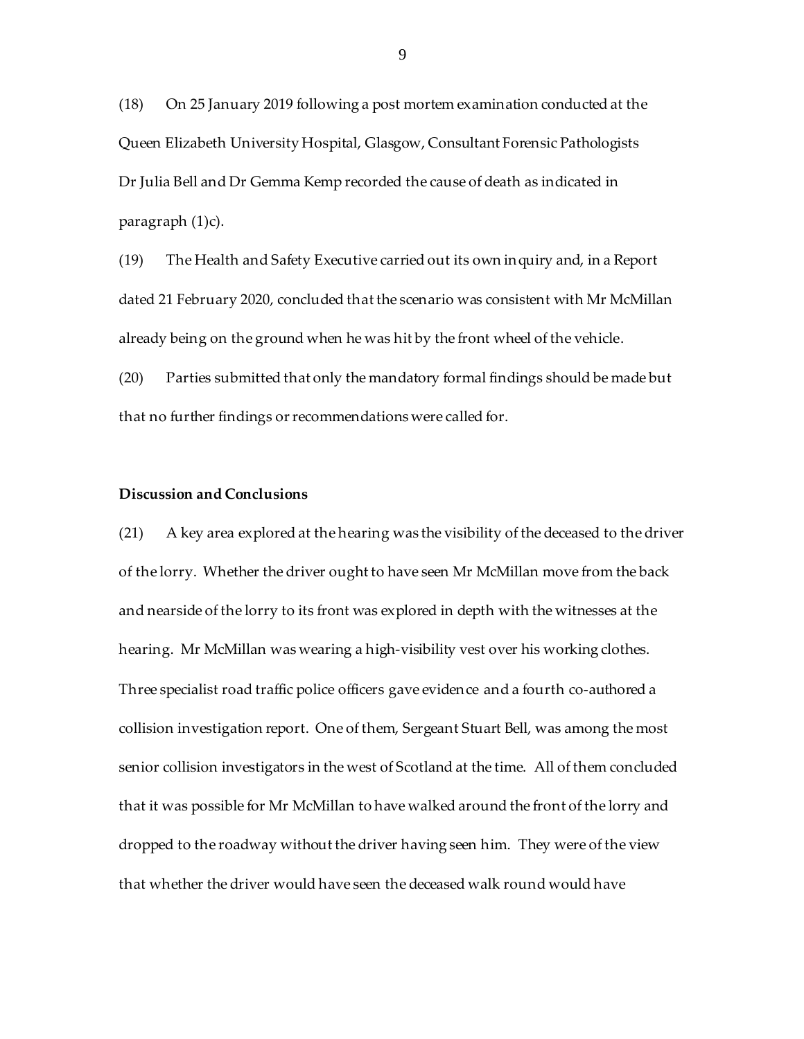(18) On 25 January 2019 following a post mortem examination conducted at the Queen Elizabeth University Hospital, Glasgow, Consultant Forensic Pathologists Dr Julia Bell and Dr Gemma Kemp recorded the cause of death as indicated in paragraph (1)c).

(19) The Health and Safety Executive carried out its own inquiry and, in a Report dated 21 February 2020, concluded that the scenario was consistent with Mr McMillan already being on the ground when he was hit by the front wheel of the vehicle.

(20) Parties submitted that only the mandatory formal findings should be made but that no further findings or recommendations were called for.

**Discussion and Conclusions**

(21) A key area explored at the hearing was the visibility of the deceased to the driver of the lorry. Whether the driver ought to have seen Mr McMillan move from the back and nearside of the lorry to its front was explored in depth with the witnesses at the hearing. Mr McMillan was wearing a high-visibility vest over his working clothes. Three specialist road traffic police officers gave evidence and a fourth co-authored a collision investigation report. One of them, Sergeant Stuart Bell, was among the most senior collision investigators in the west of Scotland at the time. All of them concluded that it was possible for Mr McMillan to have walked around the front of the lorry and dropped to the roadway without the driver having seen him. They were of the view that whether the driver would have seen the deceased walk round would have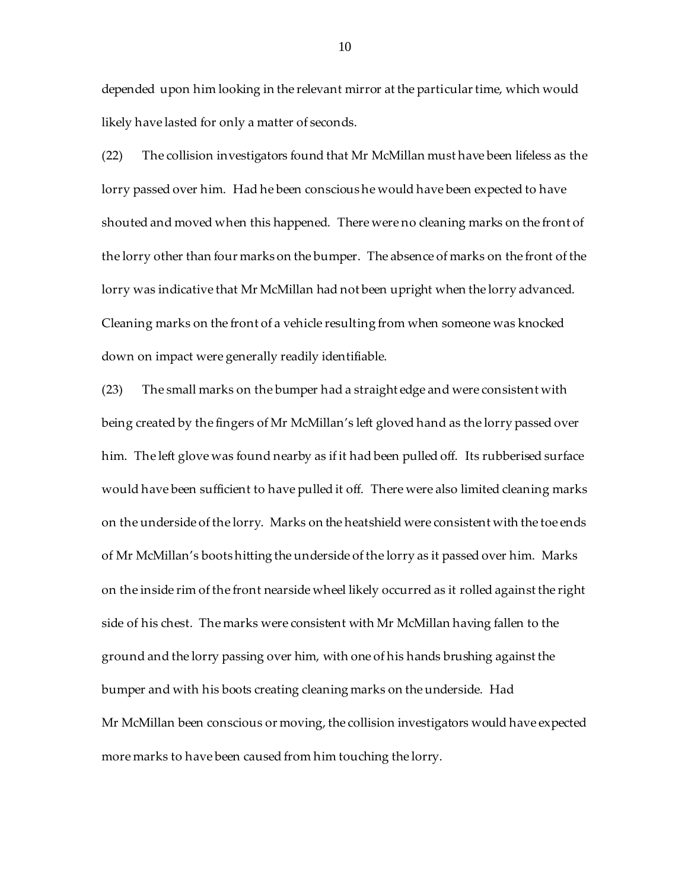depended upon him looking in the relevant mirror at the particular time, which would likely have lasted for only a matter of seconds.

(22) The collision investigators found that Mr McMillan must have been lifeless as the lorry passed over him. Had he been conscious he would have been expected to have shouted and moved when this happened. There were no cleaning marks on the front of the lorry other than four marks on the bumper. The absence of marks on the front of the lorry was indicative that Mr McMillan had not been upright when the lorry advanced. Cleaning marks on the front of a vehicle resulting from when someone was knocked down on impact were generally readily identifiable.

(23) The small marks on the bumper had a straight edge and were consistent with being created by the fingers of Mr McMillan's left gloved hand as the lorry passed over him. The left glove was found nearby as if it had been pulled off. Its rubberised surface would have been sufficient to have pulled it off. There were also limited cleaning marks on the underside of the lorry. Marks on the heatshield were consistent with the toe ends of Mr McMillan's boots hitting the underside of the lorry as it passed over him. Marks on the inside rim of the front nearside wheel likely occurred as it rolled against the right side of his chest. The marks were consistent with Mr McMillan having fallen to the ground and the lorry passing over him, with one of his hands brushing against the bumper and with his boots creating cleaning marks on the underside. Had Mr McMillan been conscious or moving, the collision investigators would have expected more marks to have been caused from him touching the lorry.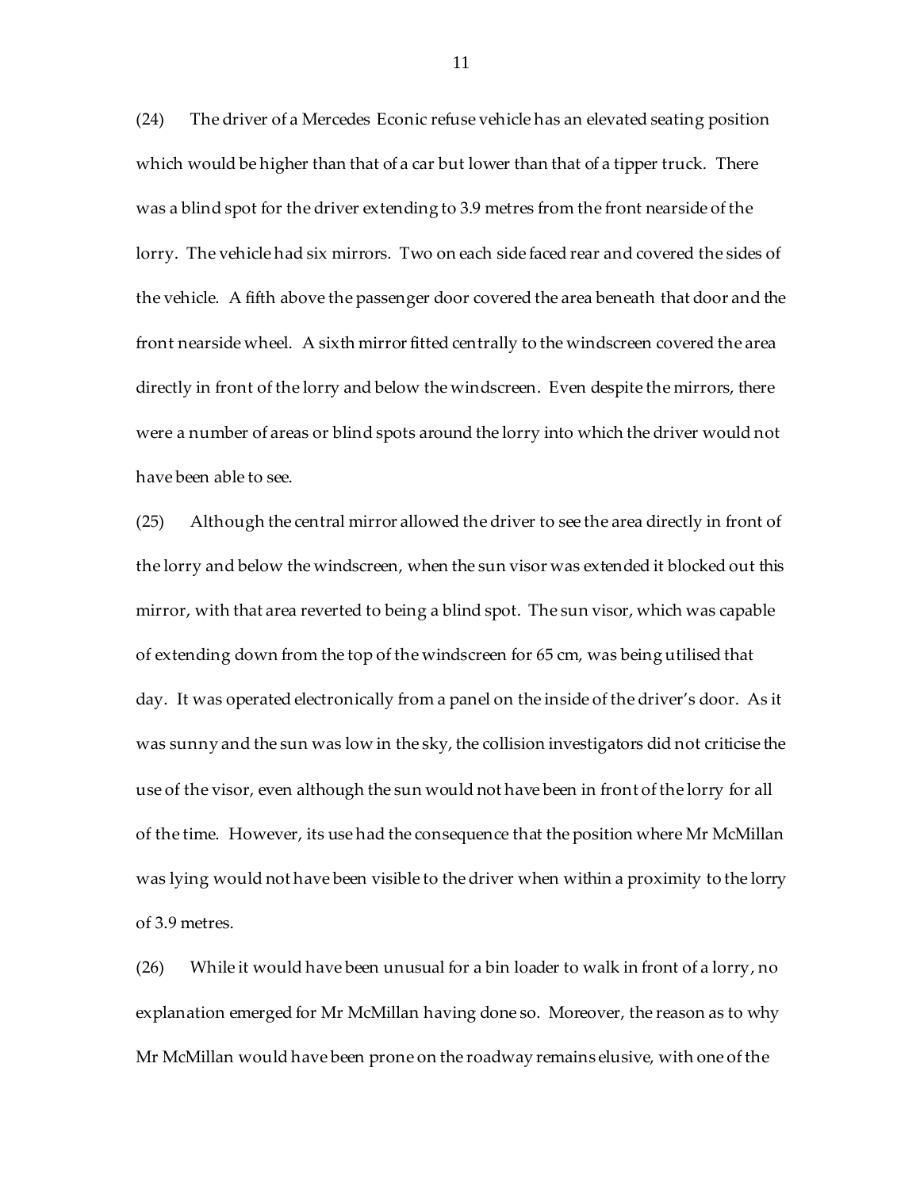(24) The driver of a Mercedes Econic refuse vehicle has an elevated seating position which would be higher than that of a car but lower than that of a tipper truck. There was a blind spot for the driver extending to 3.9 metres from the front nearside of the lorry. The vehicle had six mirrors. Two on each side faced rear and covered the sides of the vehicle. A fifth above the passenger door covered the area beneath that door and the front nearside wheel. A sixth mirror fitted centrally to the windscreen covered the area directly in front of the lorry and below the windscreen. Even despite the mirrors, there were a number of areas or blind spots around the lorry into which the driver would not have been able to see.

(25) Although the central mirror allowed the driver to see the area directly in front of the lorry and below the windscreen, when the sun visor was extended it blocked out this mirror, with that area reverted to being a blind spot. The sun visor, which was capable of extending down from the top of the windscreen for 65 cm, was being utilised that day. It was operated electronically from a panel on the inside of the driver's door. As it was sunny and the sun was low in the sky, the collision investigators did not criticise the use of the visor, even although the sun would not have been in front of the lorry for all of the time. However, its use had the consequence that the position where Mr McMillan was lying would not have been visible to the driver when within a proximity to the lorry of 3.9 metres.

(26) While it would have been unusual for a bin loader to walk in front of a lorry, no explanation emerged for Mr McMillan having done so. Moreover, the reason as to why Mr McMillan would have been prone on the roadway remains elusive, with one of the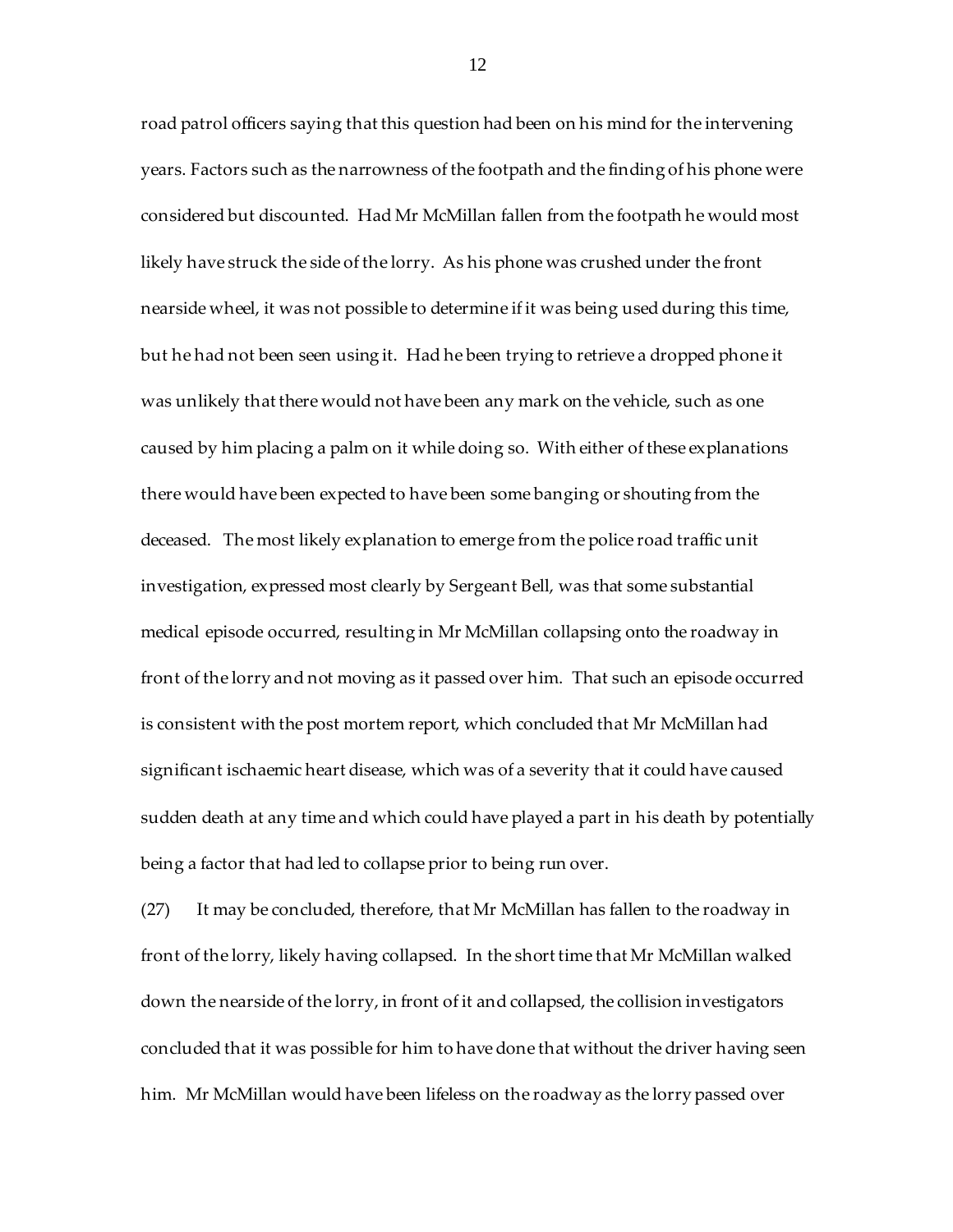road patrol officers saying that this question had been on his mind for the intervening years. Factors such as the narrowness of the footpath and the finding of his phone were considered but discounted. Had Mr McMillan fallen from the footpath he would most likely have struck the side of the lorry. As his phone was crushed under the front nearside wheel, it was not possible to determine if it was being used during this time, but he had not been seen using it. Had he been trying to retrieve a dropped phone it was unlikely that there would not have been any mark on the vehicle, such as one caused by him placing a palm on it while doing so. With either of these explanations there would have been expected to have been some banging or shouting from the deceased. The most likely explanation to emerge from the police road traffic unit investigation, expressed most clearly by Sergeant Bell, was that some substantial medical episode occurred, resulting in Mr McMillan collapsing onto the roadway in front of the lorry and not moving as it passed over him. That such an episode occurred is consistent with the post mortem report, which concluded that Mr McMillan had significant ischaemic heart disease, which was of a severity that it could have caused sudden death at any time and which could have played a part in his death by potentially being a factor that had led to collapse prior to being run over.

(27) It may be concluded, therefore, that Mr McMillan has fallen to the roadway in front of the lorry, likely having collapsed. In the short time that Mr McMillan walked down the nearside of the lorry, in front of it and collapsed, the collision investigators concluded that it was possible for him to have done that without the driver having seen him. Mr McMillan would have been lifeless on the roadway as the lorry passed over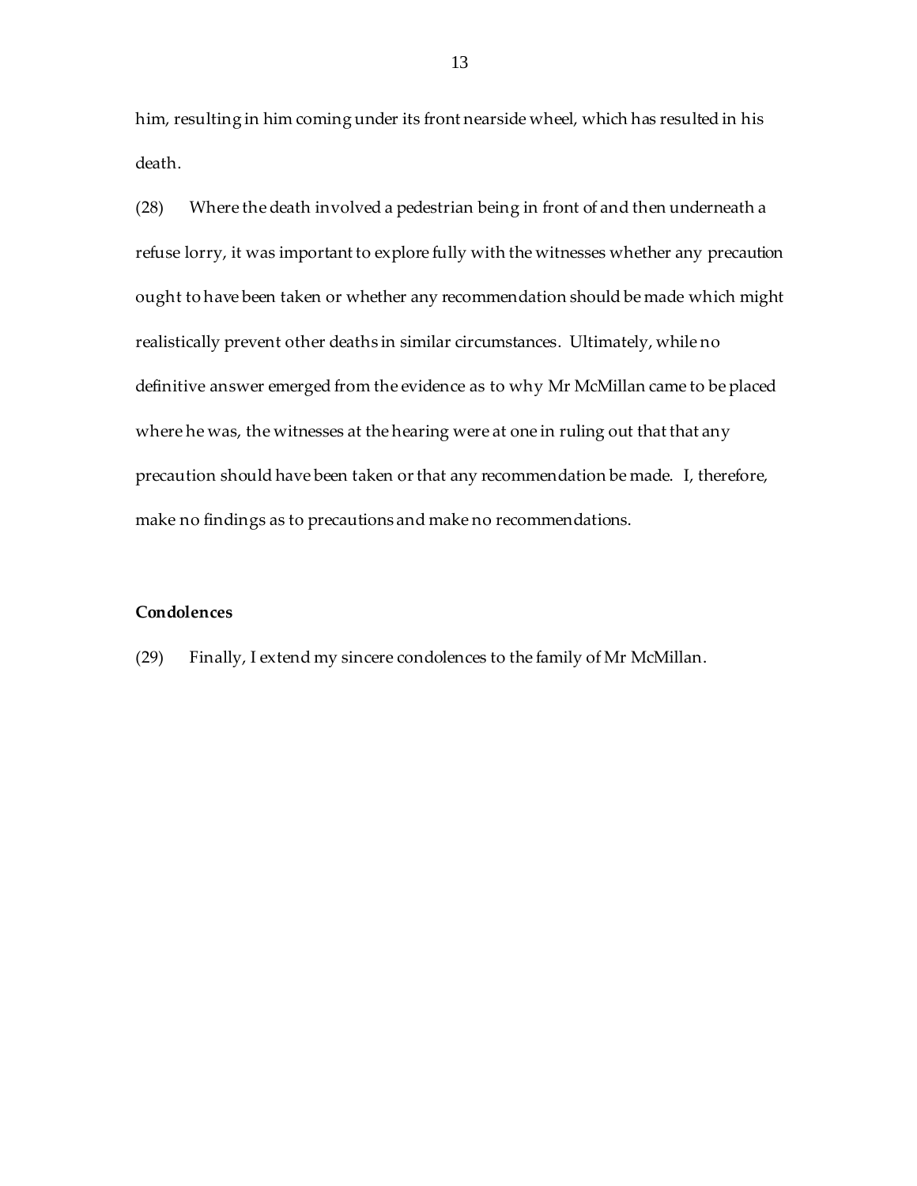him, resulting in him coming under its front nearside wheel, which has resulted in his death.

(28) Where the death involved a pedestrian being in front of and then underneath a refuse lorry, it was important to explore fully with the witnesses whether any precaution ought to have been taken or whether any recommendation should be made which might realistically prevent other deaths in similar circumstances. Ultimately, while no definitive answer emerged from the evidence as to why Mr McMillan came to be placed where he was, the witnesses at the hearing were at one in ruling out that that any precaution should have been taken or that any recommendation be made. I, therefore, make no findings as to precautions and make no recommendations.

**Condolences**

(29) Finally, I extend my sincere condolences to the family of Mr McMillan.